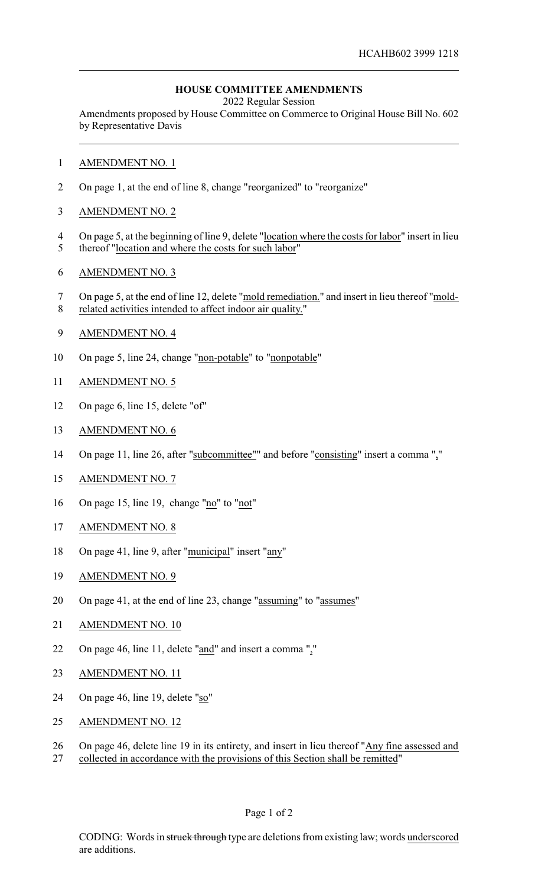HCAHB602 3999 1218

**HOUSE COMMITTEE AMENDMENTS**

2022 Regular Session

Amendments proposed by House Committee on Commerce to Original House Bill No. 602 by Representative Davis

1 AMENDMENT NO. 1

2 On page 1, at the end of line 8, change "reorganized" to "reorganize"

3 AMENDMENT NO. 2

4 On page 5, at the beginning of line 9, delete "location where the costs for labor" insert in lieu
5 thereof "location and where the costs for such labor"

6 AMENDMENT NO. 3

7 On page 5, at the end of line 12, delete "mold remediation." and insert in lieu thereof "mold-
8 related activities intended to affect indoor air quality."

9 AMENDMENT NO. 4

10 On page 5, line 24, change "non-potable" to "nonpotable"

11 AMENDMENT NO. 5

12 On page 6, line 15, delete "of"

13 AMENDMENT NO. 6

14 On page 11, line 26, after "subcommittee"" and before "consisting" insert a comma ","

15 AMENDMENT NO. 7

16 On page 15, line 19, change "no" to "not"

17 AMENDMENT NO. 8

18 On page 41, line 9, after "municipal" insert "any"

19 AMENDMENT NO. 9

20 On page 41, at the end of line 23, change "assuming" to "assumes"

21 AMENDMENT NO. 10

22 On page 46, line 11, delete "and" and insert a comma ","

23 AMENDMENT NO. 11

24 On page 46, line 19, delete "so"

25 AMENDMENT NO. 12

26 On page 46, delete line 19 in its entirety, and insert in lieu thereof "Any fine assessed and
27 collected in accordance with the provisions of this Section shall be remitted"

CODING: Words in ~~struck through~~ type are deletions from existing law; words underscored are additions.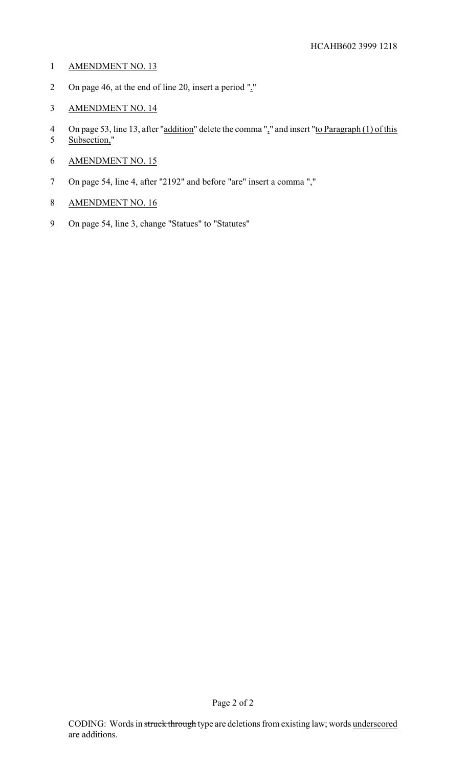AMENDMENT NO. 13

On page 46, at the end of line 20, insert a period "."

AMENDMENT NO. 14

On page 53, line 13, after "addition" delete the comma "," and insert "to Paragraph (1) of this Subsection,"

AMENDMENT NO. 15

On page 54, line 4, after "2192" and before "are" insert a comma ","

AMENDMENT NO. 16

On page 54, line 3, change "Statues" to "Statutes"

CODING: Words in ~~struck through~~ type are deletions from existing law; words underscored are additions.